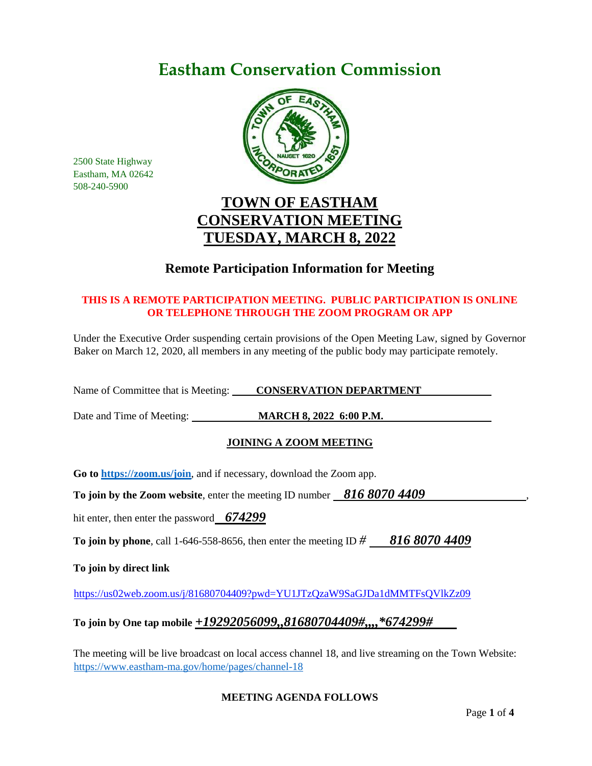# Eastham Conservation Commission

2500 State Highway
Eastham, MA 02642
508-240-5900

## TOWN OF EASTHAM CONSERVATION MEETING TUESDAY, MARCH 8, 2022

### Remote Participation Information for Meeting

**THIS IS A REMOTE PARTICIPATION MEETING. PUBLIC PARTICIPATION IS ONLINE OR TELEPHONE THROUGH THE ZOOM PROGRAM OR APP**

Under the Executive Order suspending certain provisions of the Open Meeting Law, signed by Governor Baker on March 12, 2020, all members in any meeting of the public body may participate remotely.

Name of Committee that is Meeting: **CONSERVATION DEPARTMENT**

Date and Time of Meeting: **MARCH 8, 2022 6:00 P.M.**

**JOINING A ZOOM MEETING**

**Go to https://zoom.us/join**, and if necessary, download the Zoom app.

**To join by the Zoom website**, enter the meeting ID number ***816 8070 4409***,

hit enter, then enter the password ***674299***

**To join by phone**, call 1-646-558-8656, then enter the meeting ID # ***816 8070 4409***

**To join by direct link**

https://us02web.zoom.us/j/81680704409?pwd=YU1JTzQzaW9SaGJDa1dMMTFsQVlkZz09

**To join by One tap mobile** ***+19292056099,,81680704409#,,,,*674299#***

The meeting will be live broadcast on local access channel 18, and live streaming on the Town Website: https://www.eastham-ma.gov/home/pages/channel-18

**MEETING AGENDA FOLLOWS**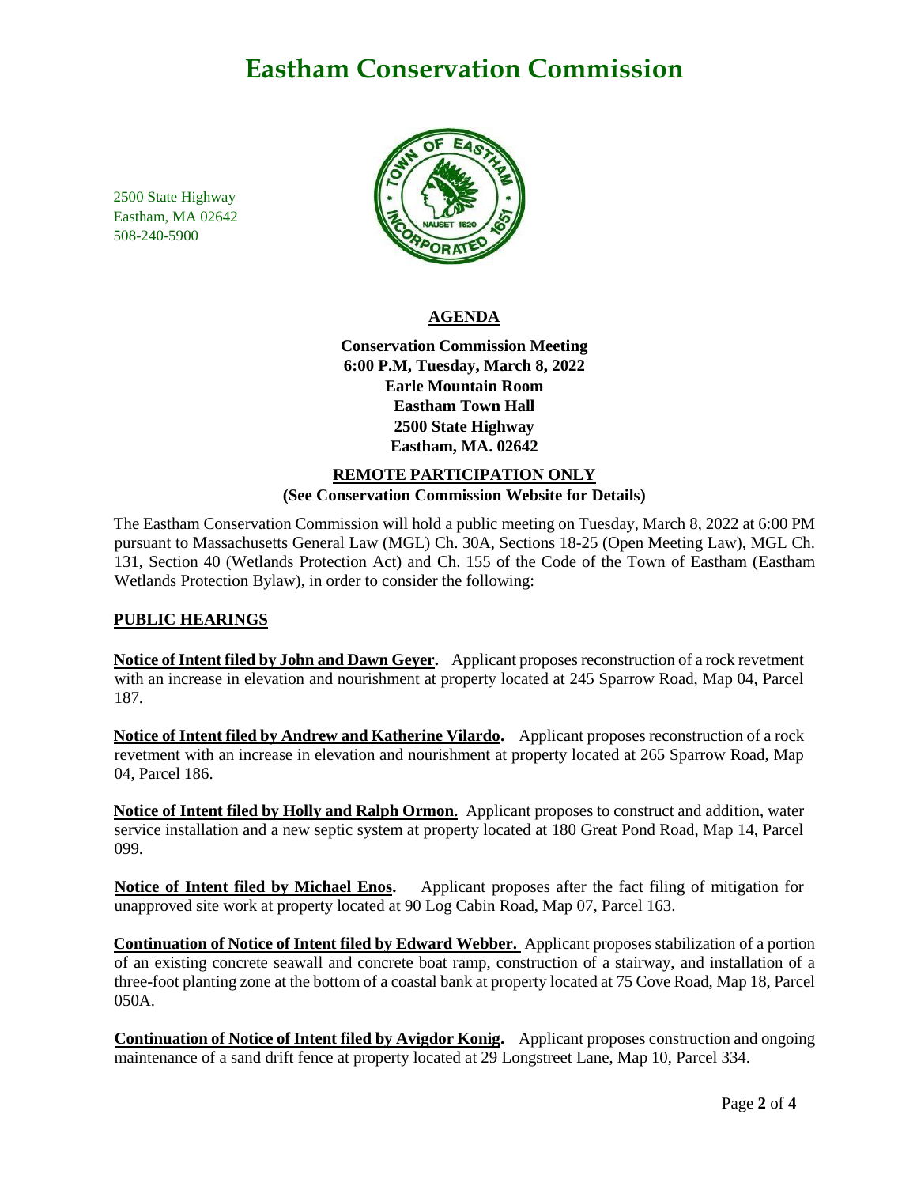# Eastham Conservation Commission

2500 State Highway
Eastham, MA 02642
508-240-5900

## AGENDA

**Conservation Commission Meeting**
**6:00 P.M, Tuesday, March 8, 2022**
**Earle Mountain Room**
**Eastham Town Hall**
**2500 State Highway**
**Eastham, MA. 02642**

**REMOTE PARTICIPATION ONLY**
**(See Conservation Commission Website for Details)**

The Eastham Conservation Commission will hold a public meeting on Tuesday, March 8, 2022 at 6:00 PM pursuant to Massachusetts General Law (MGL) Ch. 30A, Sections 18-25 (Open Meeting Law), MGL Ch. 131, Section 40 (Wetlands Protection Act) and Ch. 155 of the Code of the Town of Eastham (Eastham Wetlands Protection Bylaw), in order to consider the following:

### PUBLIC HEARINGS

**Notice of Intent filed by John and Dawn Geyer.** Applicant proposes reconstruction of a rock revetment with an increase in elevation and nourishment at property located at 245 Sparrow Road, Map 04, Parcel 187.

**Notice of Intent filed by Andrew and Katherine Vilardo.** Applicant proposes reconstruction of a rock revetment with an increase in elevation and nourishment at property located at 265 Sparrow Road, Map 04, Parcel 186.

**Notice of Intent filed by Holly and Ralph Ormon.** Applicant proposes to construct and addition, water service installation and a new septic system at property located at 180 Great Pond Road, Map 14, Parcel 099.

**Notice of Intent filed by Michael Enos.** Applicant proposes after the fact filing of mitigation for unapproved site work at property located at 90 Log Cabin Road, Map 07, Parcel 163.

**Continuation of Notice of Intent filed by Edward Webber.** Applicant proposes stabilization of a portion of an existing concrete seawall and concrete boat ramp, construction of a stairway, and installation of a three-foot planting zone at the bottom of a coastal bank at property located at 75 Cove Road, Map 18, Parcel 050A.

**Continuation of Notice of Intent filed by Avigdor Konig.** Applicant proposes construction and ongoing maintenance of a sand drift fence at property located at 29 Longstreet Lane, Map 10, Parcel 334.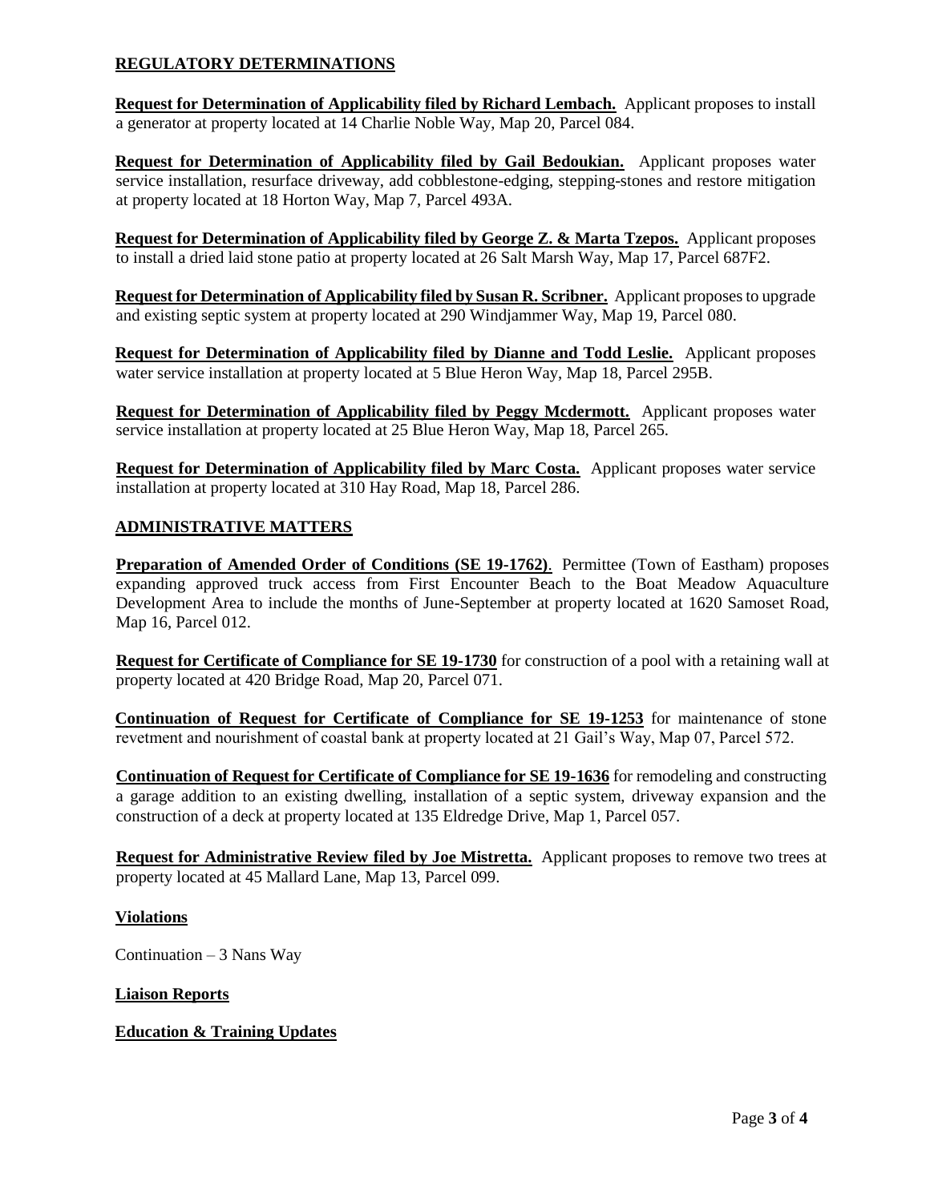## REGULATORY DETERMINATIONS

**Request for Determination of Applicability filed by Richard Lembach.** Applicant proposes to install a generator at property located at 14 Charlie Noble Way, Map 20, Parcel 084.

**Request for Determination of Applicability filed by Gail Bedoukian.** Applicant proposes water service installation, resurface driveway, add cobblestone-edging, stepping-stones and restore mitigation at property located at 18 Horton Way, Map 7, Parcel 493A.

**Request for Determination of Applicability filed by George Z. & Marta Tzepos.** Applicant proposes to install a dried laid stone patio at property located at 26 Salt Marsh Way, Map 17, Parcel 687F2.

**Request for Determination of Applicability filed by Susan R. Scribner.** Applicant proposes to upgrade and existing septic system at property located at 290 Windjammer Way, Map 19, Parcel 080.

**Request for Determination of Applicability filed by Dianne and Todd Leslie.** Applicant proposes water service installation at property located at 5 Blue Heron Way, Map 18, Parcel 295B.

**Request for Determination of Applicability filed by Peggy Mcdermott.** Applicant proposes water service installation at property located at 25 Blue Heron Way, Map 18, Parcel 265.

**Request for Determination of Applicability filed by Marc Costa.** Applicant proposes water service installation at property located at 310 Hay Road, Map 18, Parcel 286.

## ADMINISTRATIVE MATTERS

**Preparation of Amended Order of Conditions (SE 19-1762)**. Permittee (Town of Eastham) proposes expanding approved truck access from First Encounter Beach to the Boat Meadow Aquaculture Development Area to include the months of June-September at property located at 1620 Samoset Road, Map 16, Parcel 012.

**Request for Certificate of Compliance for SE 19-1730** for construction of a pool with a retaining wall at property located at 420 Bridge Road, Map 20, Parcel 071.

**Continuation of Request for Certificate of Compliance for SE 19-1253** for maintenance of stone revetment and nourishment of coastal bank at property located at 21 Gail's Way, Map 07, Parcel 572.

**Continuation of Request for Certificate of Compliance for SE 19-1636** for remodeling and constructing a garage addition to an existing dwelling, installation of a septic system, driveway expansion and the construction of a deck at property located at 135 Eldredge Drive, Map 1, Parcel 057.

**Request for Administrative Review filed by Joe Mistretta.** Applicant proposes to remove two trees at property located at 45 Mallard Lane, Map 13, Parcel 099.

### Violations

Continuation – 3 Nans Way

### Liaison Reports

### Education & Training Updates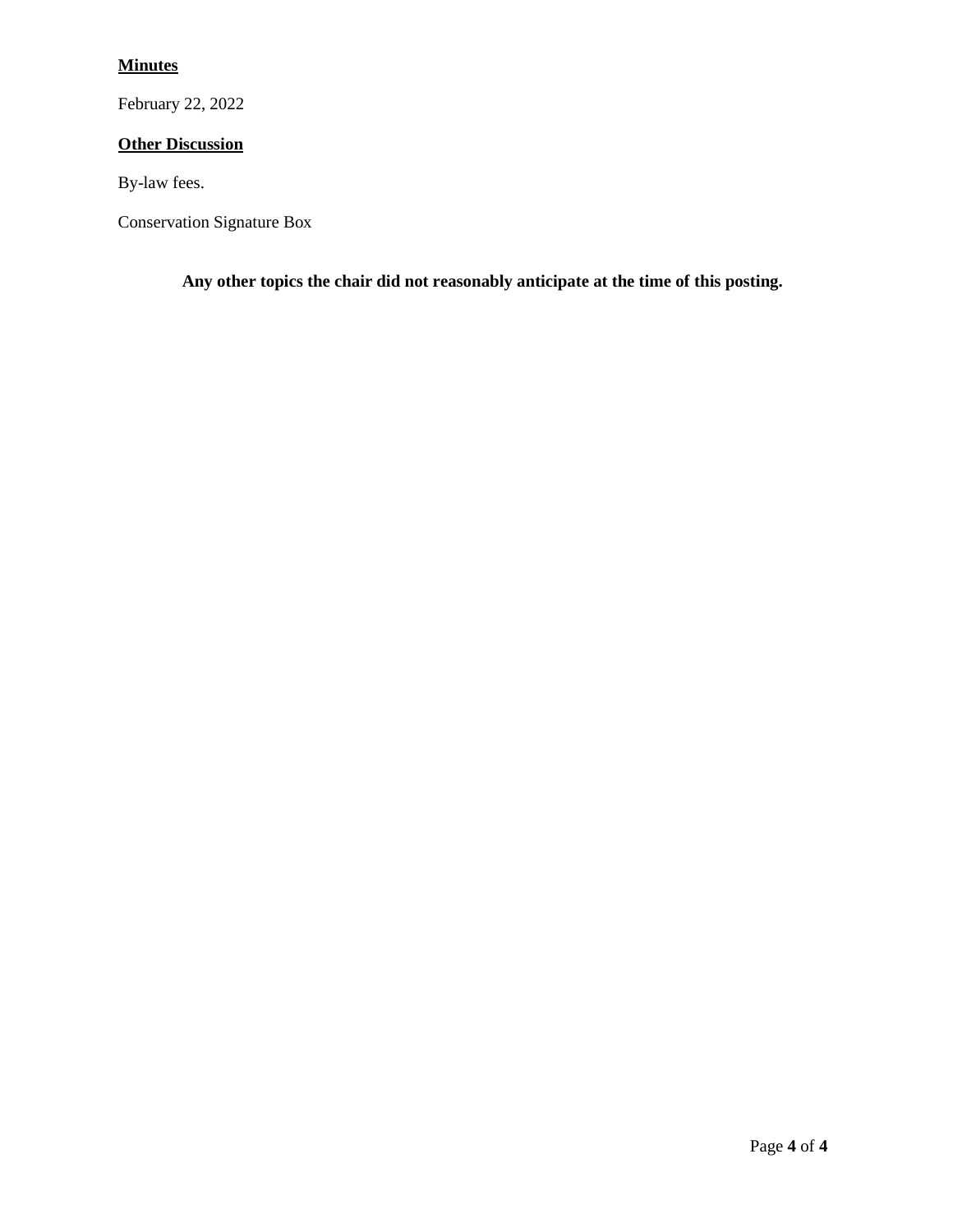**Minutes**

February 22, 2022

**Other Discussion**

By-law fees.

Conservation Signature Box

**Any other topics the chair did not reasonably anticipate at the time of this posting.**